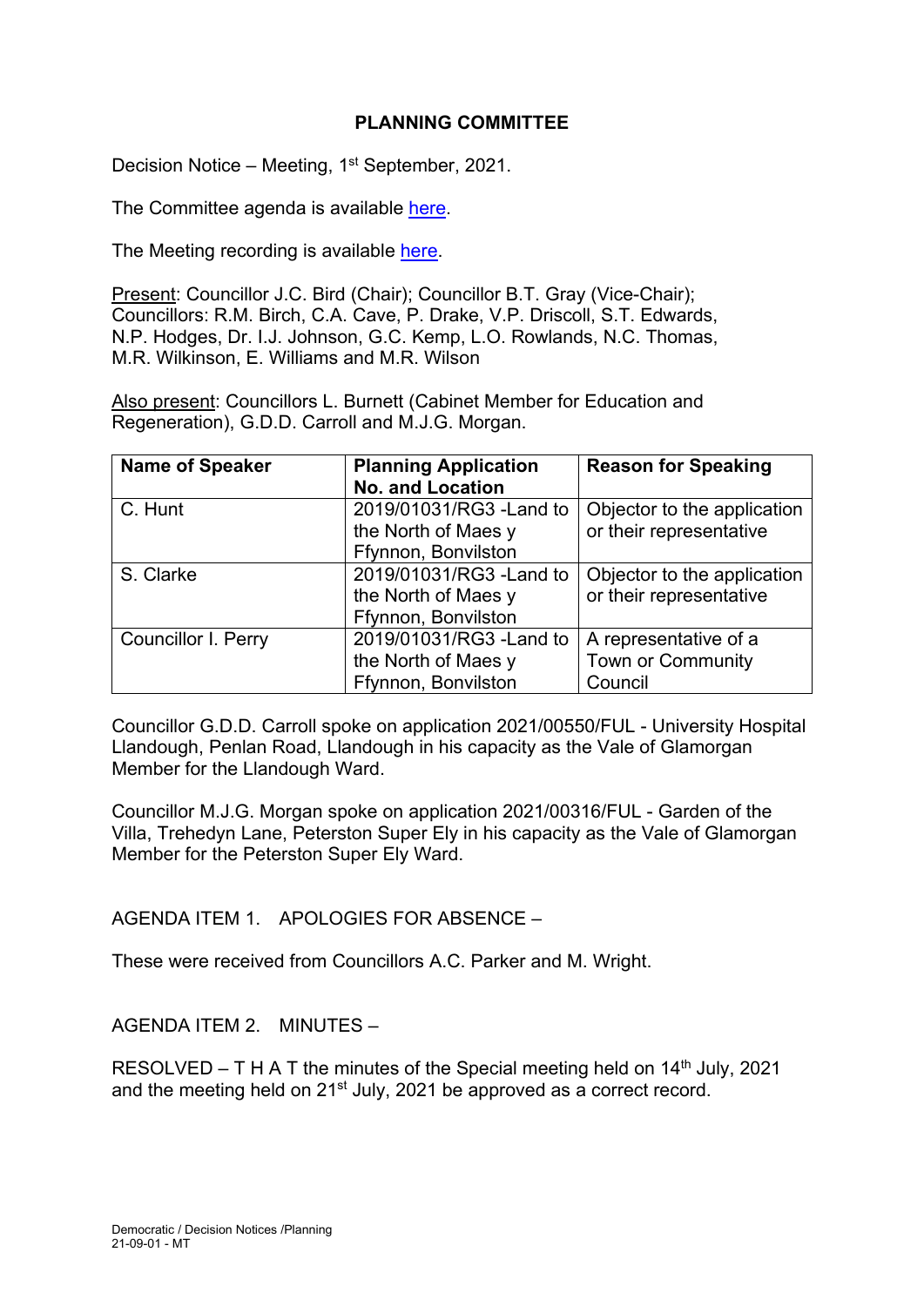# PLANNING COMMITTEE

Decision Notice – Meeting, 1st September, 2021.

The Committee agenda is available here.

The Meeting recording is available here.

Present: Councillor J.C. Bird (Chair); Councillor B.T. Gray (Vice-Chair); Councillors: R.M. Birch, C.A. Cave, P. Drake, V.P. Driscoll, S.T. Edwards, N.P. Hodges, Dr. I.J. Johnson, G.C. Kemp, L.O. Rowlands, N.C. Thomas, M.R. Wilkinson, E. Williams and M.R. Wilson

Also present: Councillors L. Burnett (Cabinet Member for Education and Regeneration), G.D.D. Carroll and M.J.G. Morgan.

| Name of Speaker | Planning Application No. and Location | Reason for Speaking |
|---|---|---|
| C. Hunt | 2019/01031/RG3 -Land to the North of Maes y Ffynnon, Bonvilston | Objector to the application or their representative |
| S. Clarke | 2019/01031/RG3 -Land to the North of Maes y Ffynnon, Bonvilston | Objector to the application or their representative |
| Councillor I. Perry | 2019/01031/RG3 -Land to the North of Maes y Ffynnon, Bonvilston | A representative of a Town or Community Council |

Councillor G.D.D. Carroll spoke on application 2021/00550/FUL - University Hospital Llandough, Penlan Road, Llandough in his capacity as the Vale of Glamorgan Member for the Llandough Ward.

Councillor M.J.G. Morgan spoke on application 2021/00316/FUL - Garden of the Villa, Trehedyn Lane, Peterston Super Ely in his capacity as the Vale of Glamorgan Member for the Peterston Super Ely Ward.

AGENDA ITEM 1. APOLOGIES FOR ABSENCE –

These were received from Councillors A.C. Parker and M. Wright.

AGENDA ITEM 2. MINUTES –

RESOLVED – T H A T the minutes of the Special meeting held on 14th July, 2021 and the meeting held on 21st July, 2021 be approved as a correct record.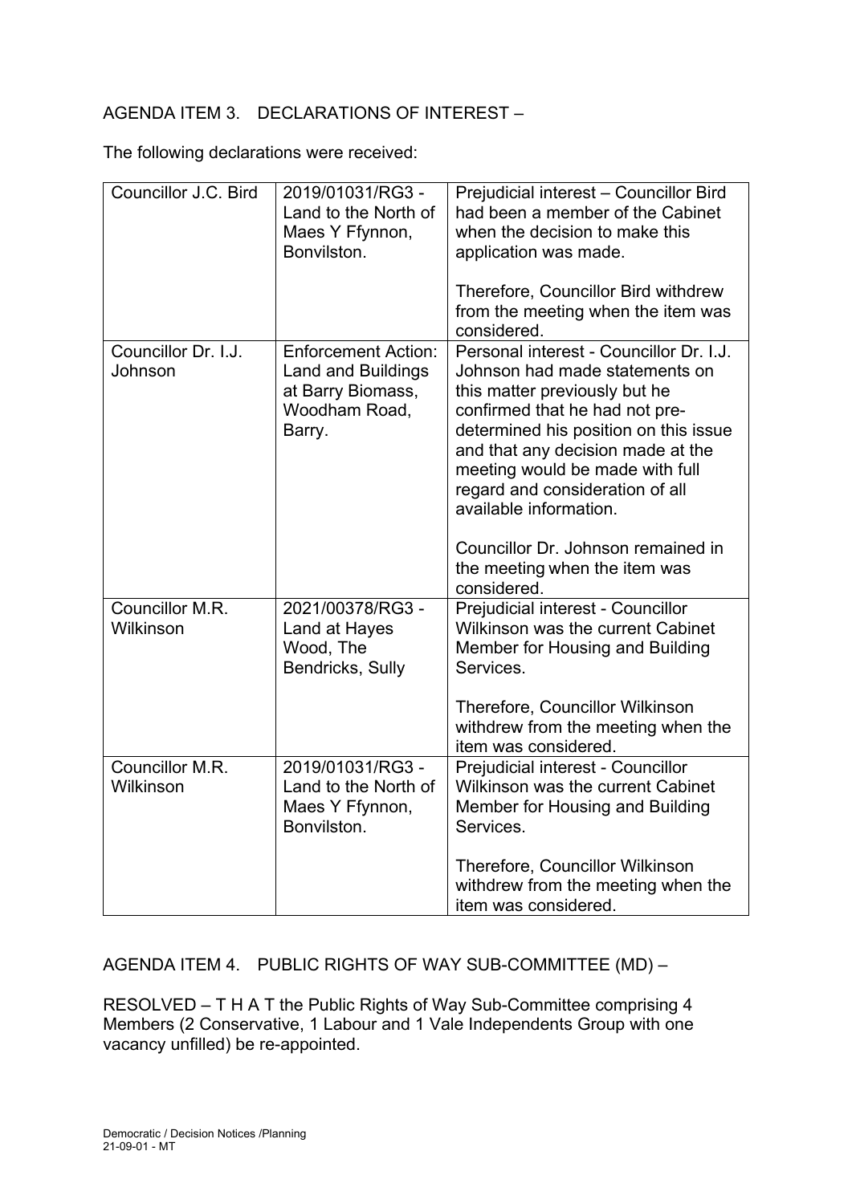AGENDA ITEM 3. DECLARATIONS OF INTEREST –

The following declarations were received:

| | | |
|---|---|---|
| Councillor J.C. Bird | 2019/01031/RG3 - Land to the North of Maes Y Ffynnon, Bonvilston. | Prejudicial interest – Councillor Bird had been a member of the Cabinet when the decision to make this application was made.<br><br>Therefore, Councillor Bird withdrew from the meeting when the item was considered. |
| Councillor Dr. I.J. Johnson | Enforcement Action: Land and Buildings at Barry Biomass, Woodham Road, Barry. | Personal interest - Councillor Dr. I.J. Johnson had made statements on this matter previously but he confirmed that he had not pre-determined his position on this issue and that any decision made at the meeting would be made with full regard and consideration of all available information.<br><br>Councillor Dr. Johnson remained in the meeting when the item was considered. |
| Councillor M.R. Wilkinson | 2021/00378/RG3 - Land at Hayes Wood, The Bendricks, Sully | Prejudicial interest - Councillor Wilkinson was the current Cabinet Member for Housing and Building Services.<br><br>Therefore, Councillor Wilkinson withdrew from the meeting when the item was considered. |
| Councillor M.R. Wilkinson | 2019/01031/RG3 - Land to the North of Maes Y Ffynnon, Bonvilston. | Prejudicial interest - Councillor Wilkinson was the current Cabinet Member for Housing and Building Services.<br><br>Therefore, Councillor Wilkinson withdrew from the meeting when the item was considered. |

AGENDA ITEM 4. PUBLIC RIGHTS OF WAY SUB-COMMITTEE (MD) –

RESOLVED – T H A T the Public Rights of Way Sub-Committee comprising 4 Members (2 Conservative, 1 Labour and 1 Vale Independents Group with one vacancy unfilled) be re-appointed.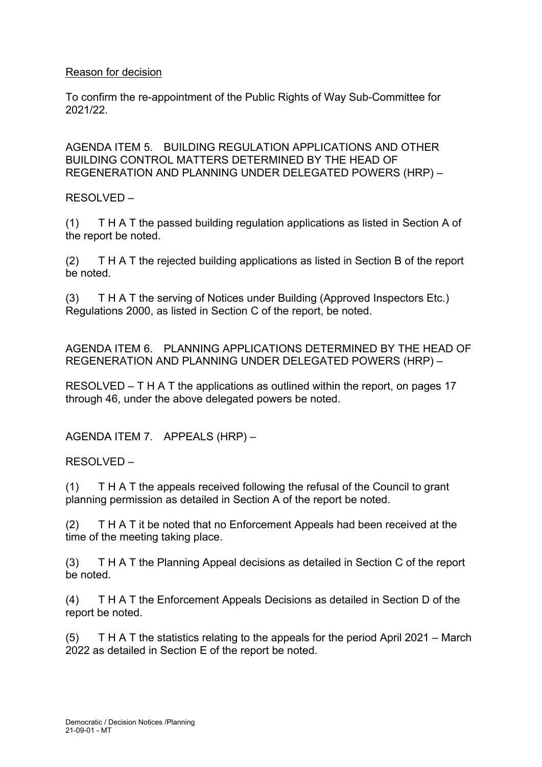Reason for decision

To confirm the re-appointment of the Public Rights of Way Sub-Committee for 2021/22.

AGENDA ITEM 5. BUILDING REGULATION APPLICATIONS AND OTHER BUILDING CONTROL MATTERS DETERMINED BY THE HEAD OF REGENERATION AND PLANNING UNDER DELEGATED POWERS (HRP) –

RESOLVED –

(1) T H A T the passed building regulation applications as listed in Section A of the report be noted.

(2) T H A T the rejected building applications as listed in Section B of the report be noted.

(3) T H A T the serving of Notices under Building (Approved Inspectors Etc.) Regulations 2000, as listed in Section C of the report, be noted.

AGENDA ITEM 6. PLANNING APPLICATIONS DETERMINED BY THE HEAD OF REGENERATION AND PLANNING UNDER DELEGATED POWERS (HRP) –

RESOLVED – T H A T the applications as outlined within the report, on pages 17 through 46, under the above delegated powers be noted.

AGENDA ITEM 7. APPEALS (HRP) –

RESOLVED –

(1) T H A T the appeals received following the refusal of the Council to grant planning permission as detailed in Section A of the report be noted.

(2) T H A T it be noted that no Enforcement Appeals had been received at the time of the meeting taking place.

(3) T H A T the Planning Appeal decisions as detailed in Section C of the report be noted.

(4) T H A T the Enforcement Appeals Decisions as detailed in Section D of the report be noted.

(5) T H A T the statistics relating to the appeals for the period April 2021 – March 2022 as detailed in Section E of the report be noted.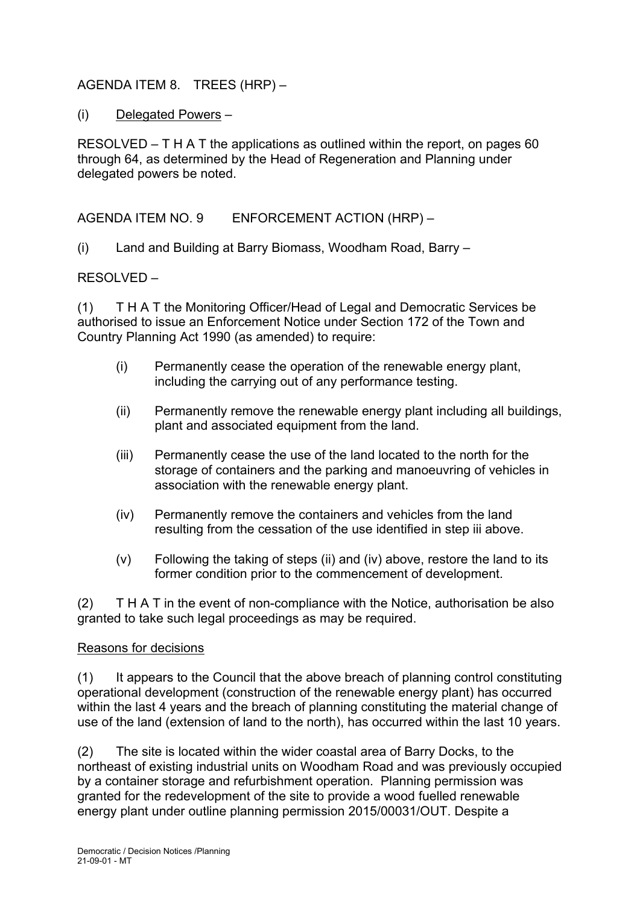AGENDA ITEM 8. TREES (HRP) –

(i) Delegated Powers –

RESOLVED – T H A T the applications as outlined within the report, on pages 60 through 64, as determined by the Head of Regeneration and Planning under delegated powers be noted.

AGENDA ITEM NO. 9 ENFORCEMENT ACTION (HRP) –

(i) Land and Building at Barry Biomass, Woodham Road, Barry –

RESOLVED –

(1) T H A T the Monitoring Officer/Head of Legal and Democratic Services be authorised to issue an Enforcement Notice under Section 172 of the Town and Country Planning Act 1990 (as amended) to require:

- (i) Permanently cease the operation of the renewable energy plant, including the carrying out of any performance testing.
- (ii) Permanently remove the renewable energy plant including all buildings, plant and associated equipment from the land.
- (iii) Permanently cease the use of the land located to the north for the storage of containers and the parking and manoeuvring of vehicles in association with the renewable energy plant.
- (iv) Permanently remove the containers and vehicles from the land resulting from the cessation of the use identified in step iii above.
- (v) Following the taking of steps (ii) and (iv) above, restore the land to its former condition prior to the commencement of development.

(2) T H A T in the event of non-compliance with the Notice, authorisation be also granted to take such legal proceedings as may be required.

Reasons for decisions

(1) It appears to the Council that the above breach of planning control constituting operational development (construction of the renewable energy plant) has occurred within the last 4 years and the breach of planning constituting the material change of use of the land (extension of land to the north), has occurred within the last 10 years.

(2) The site is located within the wider coastal area of Barry Docks, to the northeast of existing industrial units on Woodham Road and was previously occupied by a container storage and refurbishment operation. Planning permission was granted for the redevelopment of the site to provide a wood fuelled renewable energy plant under outline planning permission 2015/00031/OUT. Despite a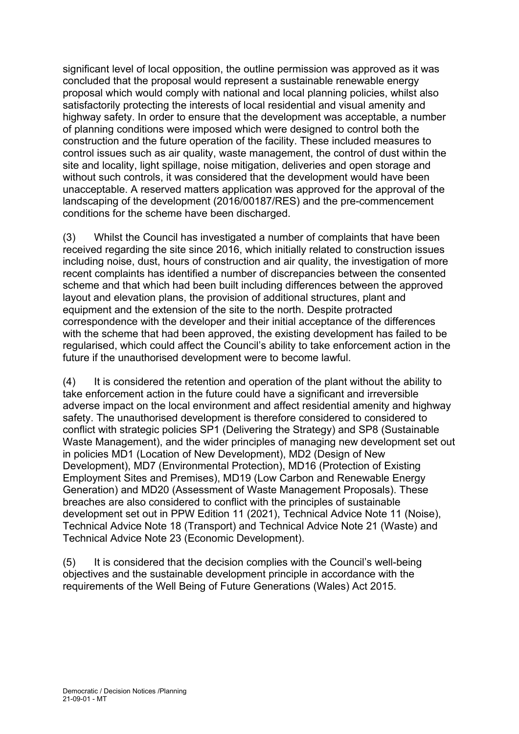significant level of local opposition, the outline permission was approved as it was concluded that the proposal would represent a sustainable renewable energy proposal which would comply with national and local planning policies, whilst also satisfactorily protecting the interests of local residential and visual amenity and highway safety. In order to ensure that the development was acceptable, a number of planning conditions were imposed which were designed to control both the construction and the future operation of the facility. These included measures to control issues such as air quality, waste management, the control of dust within the site and locality, light spillage, noise mitigation, deliveries and open storage and without such controls, it was considered that the development would have been unacceptable. A reserved matters application was approved for the approval of the landscaping of the development (2016/00187/RES) and the pre-commencement conditions for the scheme have been discharged.

(3) Whilst the Council has investigated a number of complaints that have been received regarding the site since 2016, which initially related to construction issues including noise, dust, hours of construction and air quality, the investigation of more recent complaints has identified a number of discrepancies between the consented scheme and that which had been built including differences between the approved layout and elevation plans, the provision of additional structures, plant and equipment and the extension of the site to the north. Despite protracted correspondence with the developer and their initial acceptance of the differences with the scheme that had been approved, the existing development has failed to be regularised, which could affect the Council's ability to take enforcement action in the future if the unauthorised development were to become lawful.

(4) It is considered the retention and operation of the plant without the ability to take enforcement action in the future could have a significant and irreversible adverse impact on the local environment and affect residential amenity and highway safety. The unauthorised development is therefore considered to considered to conflict with strategic policies SP1 (Delivering the Strategy) and SP8 (Sustainable Waste Management), and the wider principles of managing new development set out in policies MD1 (Location of New Development), MD2 (Design of New Development), MD7 (Environmental Protection), MD16 (Protection of Existing Employment Sites and Premises), MD19 (Low Carbon and Renewable Energy Generation) and MD20 (Assessment of Waste Management Proposals). These breaches are also considered to conflict with the principles of sustainable development set out in PPW Edition 11 (2021), Technical Advice Note 11 (Noise), Technical Advice Note 18 (Transport) and Technical Advice Note 21 (Waste) and Technical Advice Note 23 (Economic Development).

(5) It is considered that the decision complies with the Council's well-being objectives and the sustainable development principle in accordance with the requirements of the Well Being of Future Generations (Wales) Act 2015.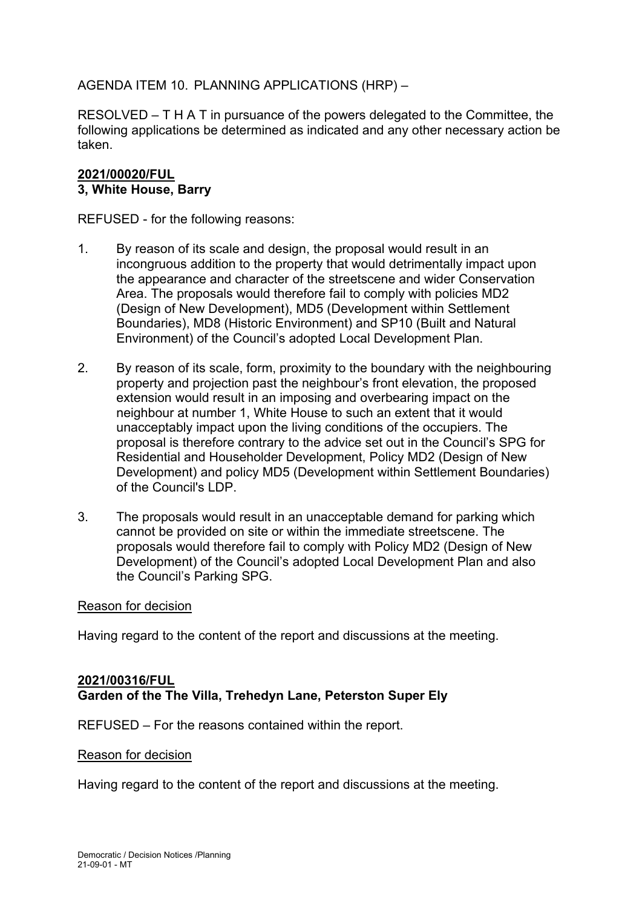AGENDA ITEM 10. PLANNING APPLICATIONS (HRP) –

RESOLVED – T H A T in pursuance of the powers delegated to the Committee, the following applications be determined as indicated and any other necessary action be taken.

**2021/00020/FUL**
**3, White House, Barry**

REFUSED - for the following reasons:

1. By reason of its scale and design, the proposal would result in an incongruous addition to the property that would detrimentally impact upon the appearance and character of the streetscene and wider Conservation Area. The proposals would therefore fail to comply with policies MD2 (Design of New Development), MD5 (Development within Settlement Boundaries), MD8 (Historic Environment) and SP10 (Built and Natural Environment) of the Council's adopted Local Development Plan.

2. By reason of its scale, form, proximity to the boundary with the neighbouring property and projection past the neighbour's front elevation, the proposed extension would result in an imposing and overbearing impact on the neighbour at number 1, White House to such an extent that it would unacceptably impact upon the living conditions of the occupiers. The proposal is therefore contrary to the advice set out in the Council's SPG for Residential and Householder Development, Policy MD2 (Design of New Development) and policy MD5 (Development within Settlement Boundaries) of the Council's LDP.

3. The proposals would result in an unacceptable demand for parking which cannot be provided on site or within the immediate streetscene. The proposals would therefore fail to comply with Policy MD2 (Design of New Development) of the Council's adopted Local Development Plan and also the Council's Parking SPG.

Reason for decision

Having regard to the content of the report and discussions at the meeting.

**2021/00316/FUL**
**Garden of the The Villa, Trehedyn Lane, Peterston Super Ely**

REFUSED – For the reasons contained within the report.

Reason for decision

Having regard to the content of the report and discussions at the meeting.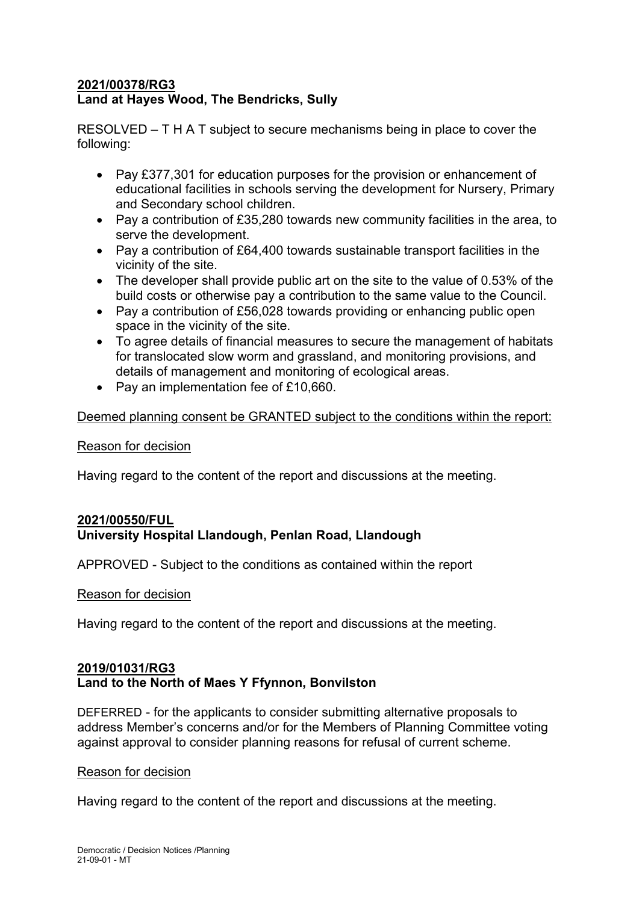**2021/00378/RG3**
**Land at Hayes Wood, The Bendricks, Sully**

RESOLVED – T H A T subject to secure mechanisms being in place to cover the following:

- Pay £377,301 for education purposes for the provision or enhancement of educational facilities in schools serving the development for Nursery, Primary and Secondary school children.
- Pay a contribution of £35,280 towards new community facilities in the area, to serve the development.
- Pay a contribution of £64,400 towards sustainable transport facilities in the vicinity of the site.
- The developer shall provide public art on the site to the value of 0.53% of the build costs or otherwise pay a contribution to the same value to the Council.
- Pay a contribution of £56,028 towards providing or enhancing public open space in the vicinity of the site.
- To agree details of financial measures to secure the management of habitats for translocated slow worm and grassland, and monitoring provisions, and details of management and monitoring of ecological areas.
- Pay an implementation fee of £10,660.

Deemed planning consent be GRANTED subject to the conditions within the report:

Reason for decision

Having regard to the content of the report and discussions at the meeting.

**2021/00550/FUL**
**University Hospital Llandough, Penlan Road, Llandough**

APPROVED - Subject to the conditions as contained within the report

Reason for decision

Having regard to the content of the report and discussions at the meeting.

**2019/01031/RG3**
**Land to the North of Maes Y Ffynnon, Bonvilston**

DEFERRED - for the applicants to consider submitting alternative proposals to address Member's concerns and/or for the Members of Planning Committee voting against approval to consider planning reasons for refusal of current scheme.

Reason for decision

Having regard to the content of the report and discussions at the meeting.

Democratic / Decision Notices /Planning
21-09-01 - MT